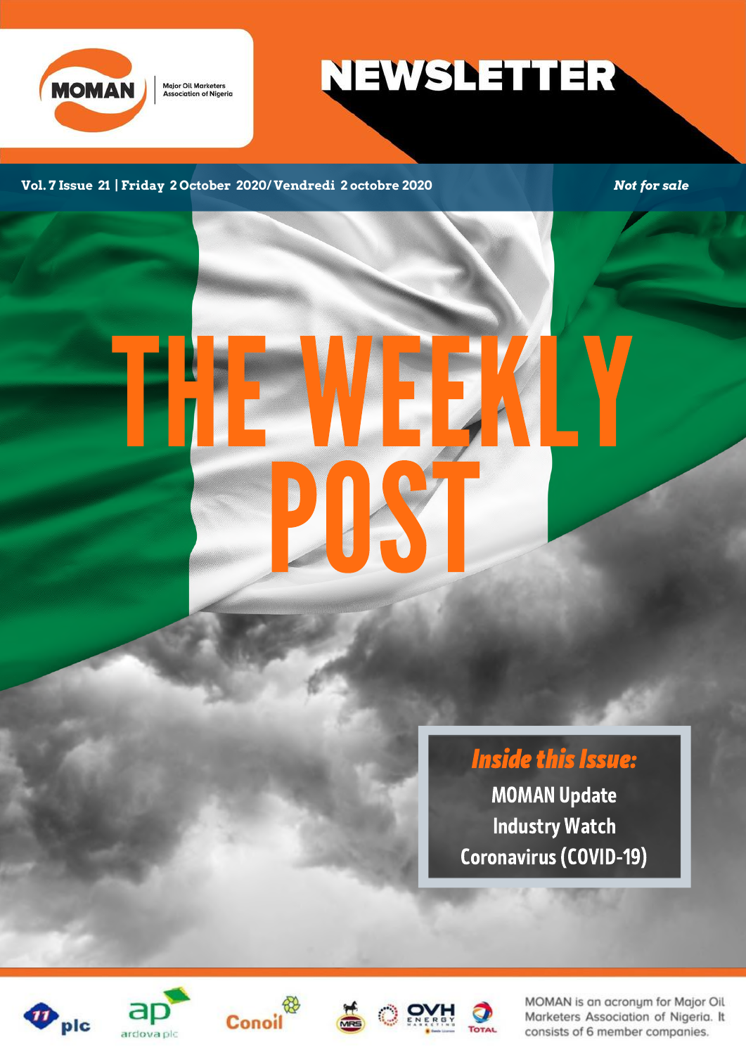MOMAN | Major Oil Marketers Association of Nigeria

# NEWSLETTER

**Vol. 7 Issue 21 | Friday 2 October 2020/ Vendredi 2 octobre 2020** *Not for sale*

# THE WEEKLY POST

***Inside this Issue:***

**MOMAN Update**
**Industry Watch**
**Coronavirus (COVID-19)**

11 plc | ardova plc | Conoil | MRS | OVH Energy | Total

MOMAN is an acronym for Major Oil Marketers Association of Nigeria. It consists of 6 member companies.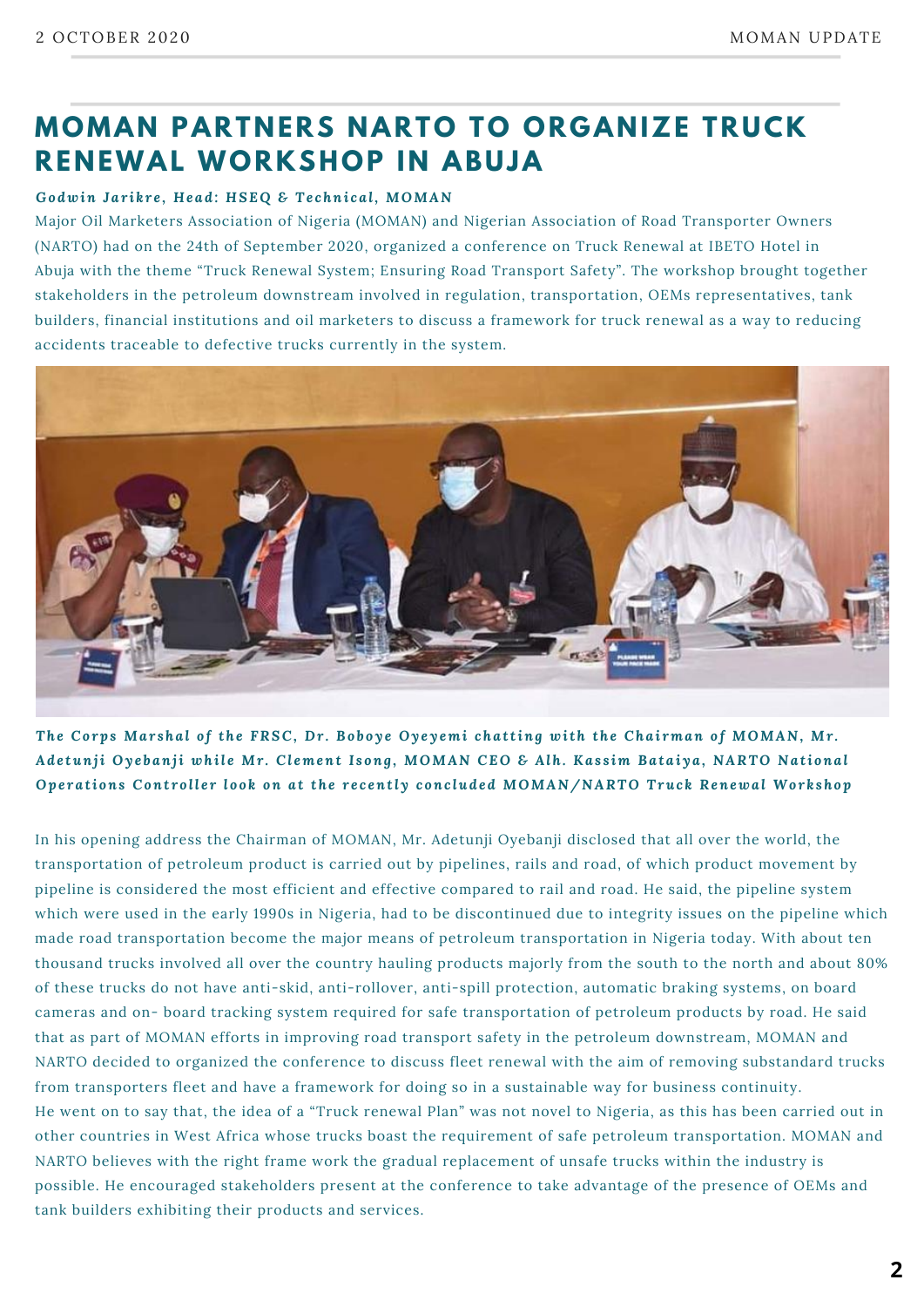# MOMAN PARTNERS NARTO TO ORGANIZE TRUCK RENEWAL WORKSHOP IN ABUJA

***Godwin Jarikre, Head: HSEQ & Technical, MOMAN***

Major Oil Marketers Association of Nigeria (MOMAN) and Nigerian Association of Road Transporter Owners (NARTO) had on the 24th of September 2020, organized a conference on Truck Renewal at IBETO Hotel in Abuja with the theme "Truck Renewal System; Ensuring Road Transport Safety". The workshop brought together stakeholders in the petroleum downstream involved in regulation, transportation, OEMs representatives, tank builders, financial institutions and oil marketers to discuss a framework for truck renewal as a way to reducing accidents traceable to defective trucks currently in the system.

***The Corps Marshal of the FRSC, Dr. Boboye Oyeyemi chatting with the Chairman of MOMAN, Mr. Adetunji Oyebanji while Mr. Clement Isong, MOMAN CEO & Alh. Kassim Bataiya, NARTO National Operations Controller look on at the recently concluded MOMAN/NARTO Truck Renewal Workshop***

In his opening address the Chairman of MOMAN, Mr. Adetunji Oyebanji disclosed that all over the world, the transportation of petroleum product is carried out by pipelines, rails and road, of which product movement by pipeline is considered the most efficient and effective compared to rail and road. He said, the pipeline system which were used in the early 1990s in Nigeria, had to be discontinued due to integrity issues on the pipeline which made road transportation become the major means of petroleum transportation in Nigeria today. With about ten thousand trucks involved all over the country hauling products majorly from the south to the north and about 80% of these trucks do not have anti-skid, anti-rollover, anti-spill protection, automatic braking systems, on board cameras and on- board tracking system required for safe transportation of petroleum products by road. He said that as part of MOMAN efforts in improving road transport safety in the petroleum downstream, MOMAN and NARTO decided to organized the conference to discuss fleet renewal with the aim of removing substandard trucks from transporters fleet and have a framework for doing so in a sustainable way for business continuity.

He went on to say that, the idea of a "Truck renewal Plan" was not novel to Nigeria, as this has been carried out in other countries in West Africa whose trucks boast the requirement of safe petroleum transportation. MOMAN and NARTO believes with the right frame work the gradual replacement of unsafe trucks within the industry is possible. He encouraged stakeholders present at the conference to take advantage of the presence of OEMs and tank builders exhibiting their products and services.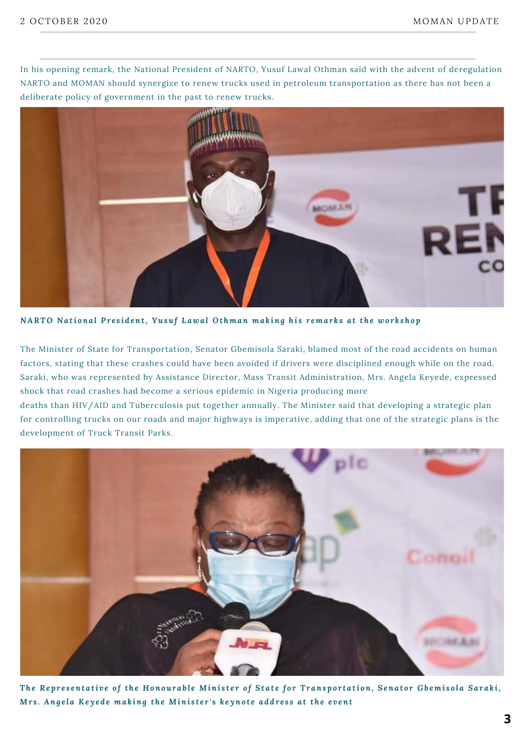In his opening remark, the National President of NARTO, Yusuf Lawal Othman said with the advent of deregulation NARTO and MOMAN should synergize to renew trucks used in petroleum transportation as there has not been a deliberate policy of government in the past to renew trucks.

***NARTO National President, Yusuf Lawal Othman making his remarks at the workshop***

The Minister of State for Transportation, Senator Gbemisola Saraki, blamed most of the road accidents on human factors, stating that these crashes could have been avoided if drivers were disciplined enough while on the road. Saraki, who was represented by Assistance Director, Mass Transit Administration, Mrs. Angela Keyede, expressed shock that road crashes had become a serious epidemic in Nigeria producing more deaths than HIV/AID and Tuberculosis put together annually. The Minister said that developing a strategic plan for controlling trucks on our roads and major highways is imperative, adding that one of the strategic plans is the development of Truck Transit Parks.

***The Representative of the Honourable Minister of State for Transportation, Senator Gbemisola Saraki, Mrs. Angela Keyede making the Minister's keynote address at the event***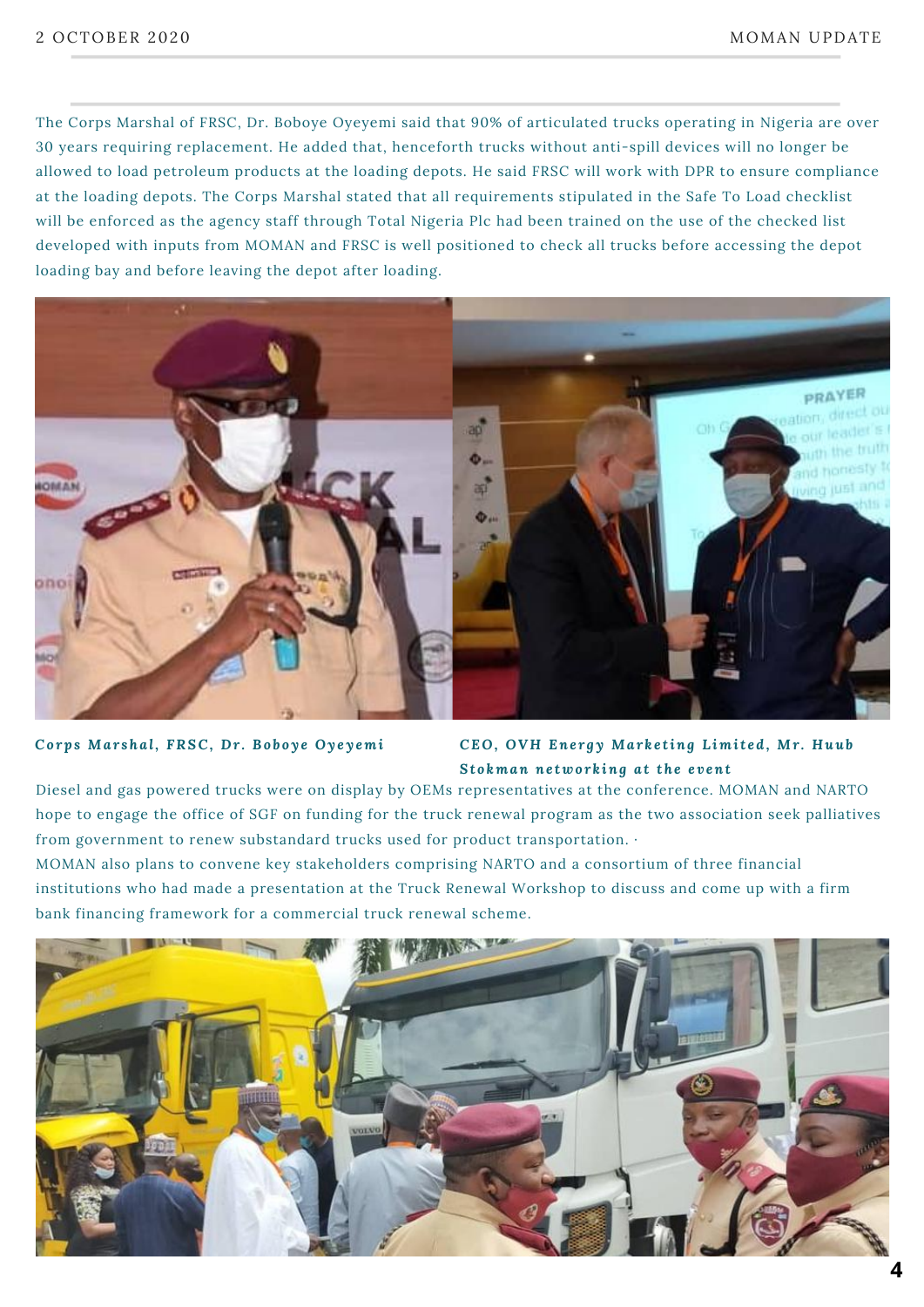The Corps Marshal of FRSC, Dr. Boboye Oyeyemi said that 90% of articulated trucks operating in Nigeria are over 30 years requiring replacement. He added that, henceforth trucks without anti-spill devices will no longer be allowed to load petroleum products at the loading depots. He said FRSC will work with DPR to ensure compliance at the loading depots. The Corps Marshal stated that all requirements stipulated in the Safe To Load checklist will be enforced as the agency staff through Total Nigeria Plc had been trained on the use of the checked list developed with inputs from MOMAN and FRSC is well positioned to check all trucks before accessing the depot loading bay and before leaving the depot after loading.

***Corps Marshal, FRSC, Dr. Boboye Oyeyemi***

***CEO, OVH Energy Marketing Limited, Mr. Huub Stokman networking at the event***

Diesel and gas powered trucks were on display by OEMs representatives at the conference. MOMAN and NARTO hope to engage the office of SGF on funding for the truck renewal program as the two association seek palliatives from government to renew substandard trucks used for product transportation. ·

MOMAN also plans to convene key stakeholders comprising NARTO and a consortium of three financial institutions who had made a presentation at the Truck Renewal Workshop to discuss and come up with a firm bank financing framework for a commercial truck renewal scheme.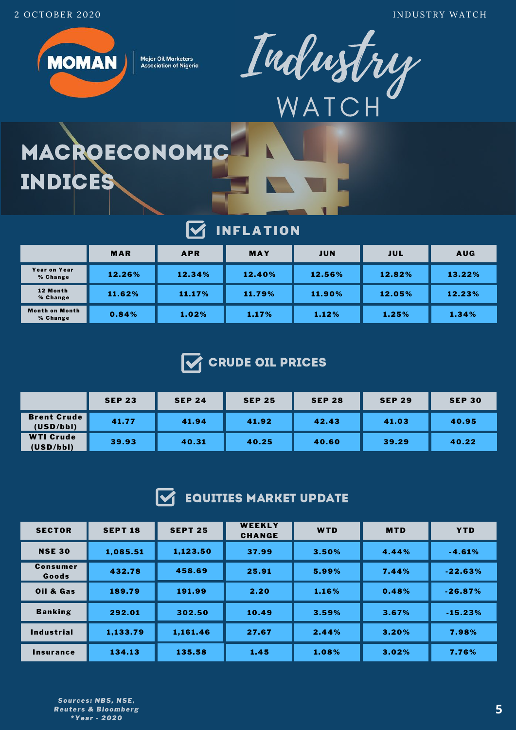# MACROECONOMIC INDICES

## INFLATION

| | MAR | APR | MAY | JUN | JUL | AUG |
|---|---|---|---|---|---|---|
| Year on Year % Change | 12.26% | 12.34% | 12.40% | 12.56% | 12.82% | 13.22% |
| 12 Month % Change | 11.62% | 11.17% | 11.79% | 11.90% | 12.05% | 12.23% |
| Month on Month % Change | 0.84% | 1.02% | 1.17% | 1.12% | 1.25% | 1.34% |

## CRUDE OIL PRICES

| | SEP 23 | SEP 24 | SEP 25 | SEP 28 | SEP 29 | SEP 30 |
|---|---|---|---|---|---|---|
| Brent Crude (USD/bbl) | 41.77 | 41.94 | 41.92 | 42.43 | 41.03 | 40.95 |
| WTI Crude (USD/bbl) | 39.93 | 40.31 | 40.25 | 40.60 | 39.29 | 40.22 |

## EQUITIES MARKET UPDATE

| SECTOR | SEPT 18 | SEPT 25 | WEEKLY CHANGE | WTD | MTD | YTD |
|---|---|---|---|---|---|---|
| NSE 30 | 1,085.51 | 1,123.50 | 37.99 | 3.50% | 4.44% | -4.61% |
| Consumer Goods | 432.78 | 458.69 | 25.91 | 5.99% | 7.44% | -22.63% |
| Oil & Gas | 189.79 | 191.99 | 2.20 | 1.16% | 0.48% | -26.87% |
| Banking | 292.01 | 302.50 | 10.49 | 3.59% | 3.67% | -15.23% |
| Industrial | 1,133.79 | 1,161.46 | 27.67 | 2.44% | 3.20% | 7.98% |
| Insurance | 134.13 | 135.58 | 1.45 | 1.08% | 3.02% | 7.76% |

***Sources: NBS, NSE, Reuters & Bloomberg***
****Year - 2020***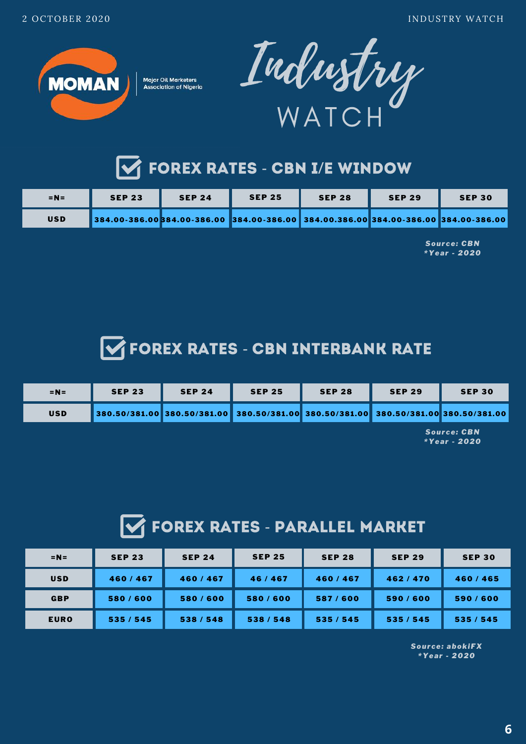# Industry WATCH

## FOREX RATES - CBN I/E WINDOW

| =N= | SEP 23 | SEP 24 | SEP 25 | SEP 28 | SEP 29 | SEP 30 |
|---|---|---|---|---|---|---|
| USD | 384.00-386.00 | 384.00-386.00 | 384.00-386.00 | 384.00.386.00 | 384.00-386.00 | 384.00-386.00 |

***Source: CBN***
***\*Year - 2020***

## FOREX RATES - CBN INTERBANK RATE

| =N= | SEP 23 | SEP 24 | SEP 25 | SEP 28 | SEP 29 | SEP 30 |
|---|---|---|---|---|---|---|
| USD | 380.50/381.00 | 380.50/381.00 | 380.50/381.00 | 380.50/381.00 | 380.50/381.00 | 380.50/381.00 |

***Source: CBN***
***\*Year - 2020***

## FOREX RATES - PARALLEL MARKET

| =N= | SEP 23 | SEP 24 | SEP 25 | SEP 28 | SEP 29 | SEP 30 |
|---|---|---|---|---|---|---|
| USD | 460 / 467 | 460 / 467 | 46 / 467 | 460 / 467 | 462 / 470 | 460 / 465 |
| GBP | 580 / 600 | 580 / 600 | 580 / 600 | 587 / 600 | 590 / 600 | 590 / 600 |
| EURO | 535 / 545 | 538 / 548 | 538 / 548 | 535 / 545 | 535 / 545 | 535 / 545 |

***Source: abokiFX***
***\*Year - 2020***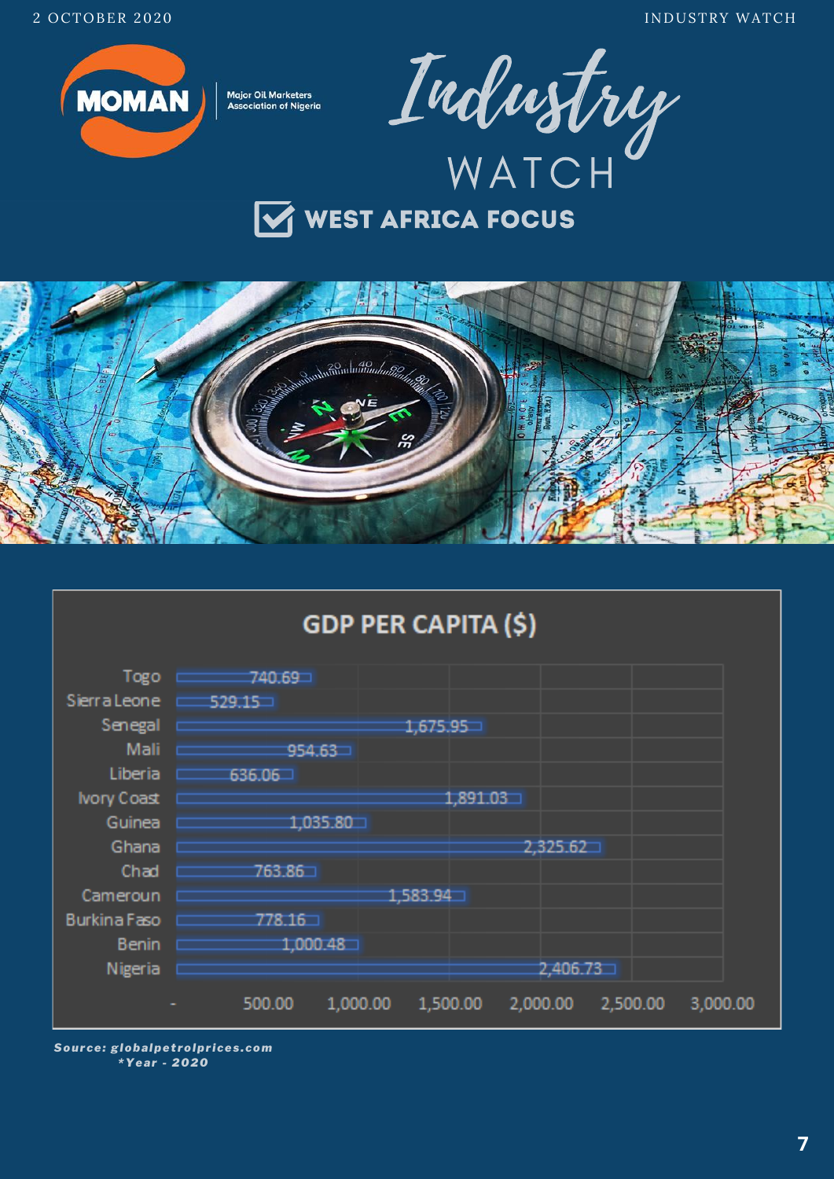# WEST AFRICA FOCUS

## GDP PER CAPITA ($)

| Country | GDP per capita ($) |
| --- | --- |
| Togo | 740.69 |
| Sierra Leone | 529.15 |
| Senegal | 1,675.95 |
| Mali | 954.63 |
| Liberia | 636.06 |
| Ivory Coast | 1,891.03 |
| Guinea | 1,035.80 |
| Ghana | 2,325.62 |
| Chad | 763.86 |
| Cameroun | 1,583.94 |
| Burkina Faso | 778.16 |
| Benin | 1,000.48 |
| Nigeria | 2,406.73 |

***Source: globalpetrolprices.com***
***\*Year - 2020***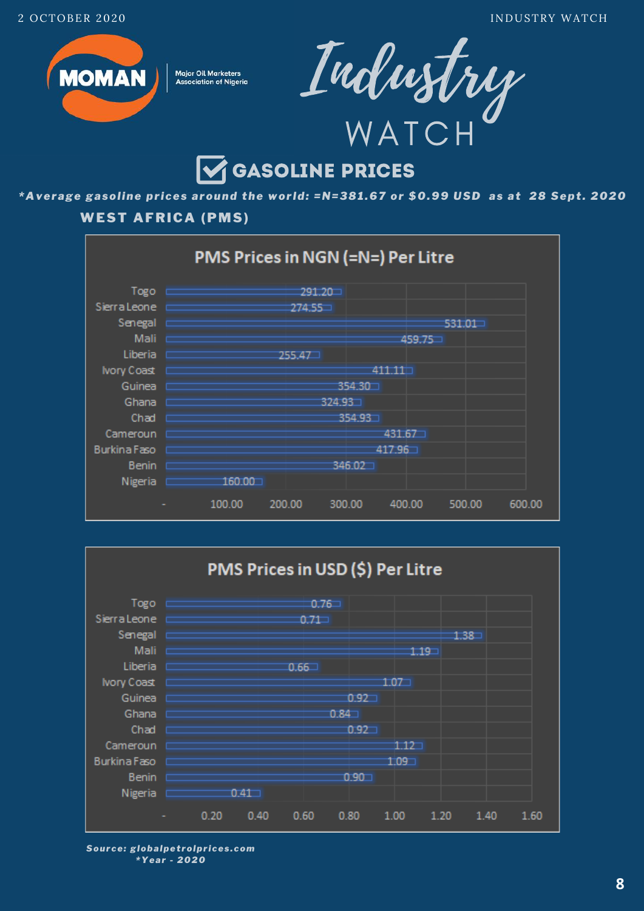# Industry WATCH

## GASOLINE PRICES

***Average gasoline prices around the world: =N=381.67 or $0.99 USD as at 28 Sept. 2020***

### WEST AFRICA (PMS)

**PMS Prices in NGN (=N=) Per Litre**

| Country | Price (=N=) |
|---|---|
| Togo | 291.20 |
| Sierra Leone | 274.55 |
| Senegal | 531.01 |
| Mali | 459.75 |
| Liberia | 255.47 |
| Ivory Coast | 411.11 |
| Guinea | 354.30 |
| Ghana | 324.93 |
| Chad | 354.93 |
| Cameroun | 431.67 |
| Burkina Faso | 417.96 |
| Benin | 346.02 |
| Nigeria | 160.00 |

**PMS Prices in USD ($) Per Litre**

| Country | Price ($) |
|---|---|
| Togo | 0.76 |
| Sierra Leone | 0.71 |
| Senegal | 1.38 |
| Mali | 1.19 |
| Liberia | 0.66 |
| Ivory Coast | 1.07 |
| Guinea | 0.92 |
| Ghana | 0.84 |
| Chad | 0.92 |
| Cameroun | 1.12 |
| Burkina Faso | 1.09 |
| Benin | 0.90 |
| Nigeria | 0.41 |

***Source: globalpetrolprices.com***
***Year - 2020**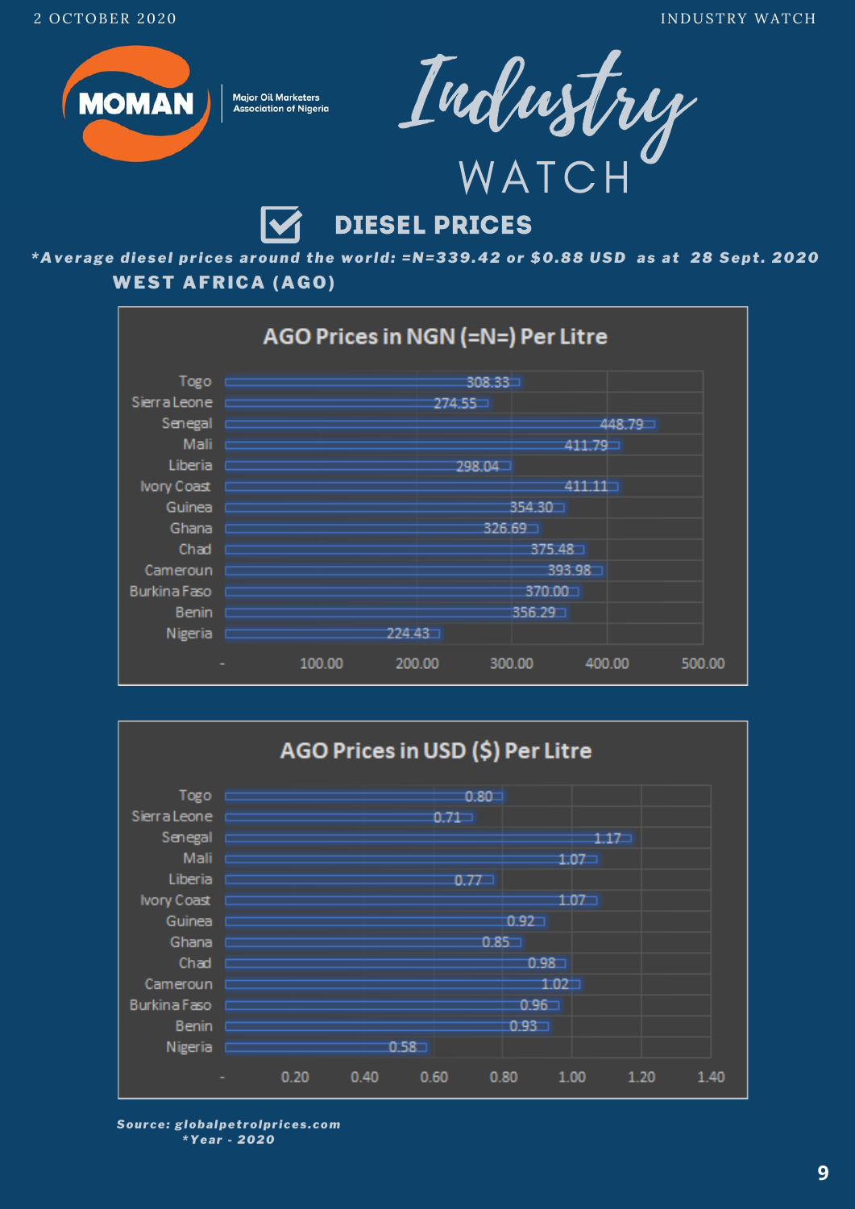# Industry WATCH

## DIESEL PRICES

***Average diesel prices around the world: =N=339.42 or $0.88 USD as at 28 Sept. 2020***

### WEST AFRICA (AGO)

**AGO Prices in NGN (=N=) Per Litre**

| Country | Price (=N=) |
|---|---|
| Togo | 308.33 |
| Sierra Leone | 274.55 |
| Senegal | 448.79 |
| Mali | 411.79 |
| Liberia | 298.04 |
| Ivory Coast | 411.11 |
| Guinea | 354.30 |
| Ghana | 326.69 |
| Chad | 375.48 |
| Cameroun | 393.98 |
| Burkina Faso | 370.00 |
| Benin | 356.29 |
| Nigeria | 224.43 |

**AGO Prices in USD ($) Per Litre**

| Country | Price ($) |
|---|---|
| Togo | 0.80 |
| Sierra Leone | 0.71 |
| Senegal | 1.17 |
| Mali | 1.07 |
| Liberia | 0.77 |
| Ivory Coast | 1.07 |
| Guinea | 0.92 |
| Ghana | 0.85 |
| Chad | 0.98 |
| Cameroun | 1.02 |
| Burkina Faso | 0.96 |
| Benin | 0.93 |
| Nigeria | 0.58 |

***Source: globalpetrolprices.com***
***\*Year - 2020***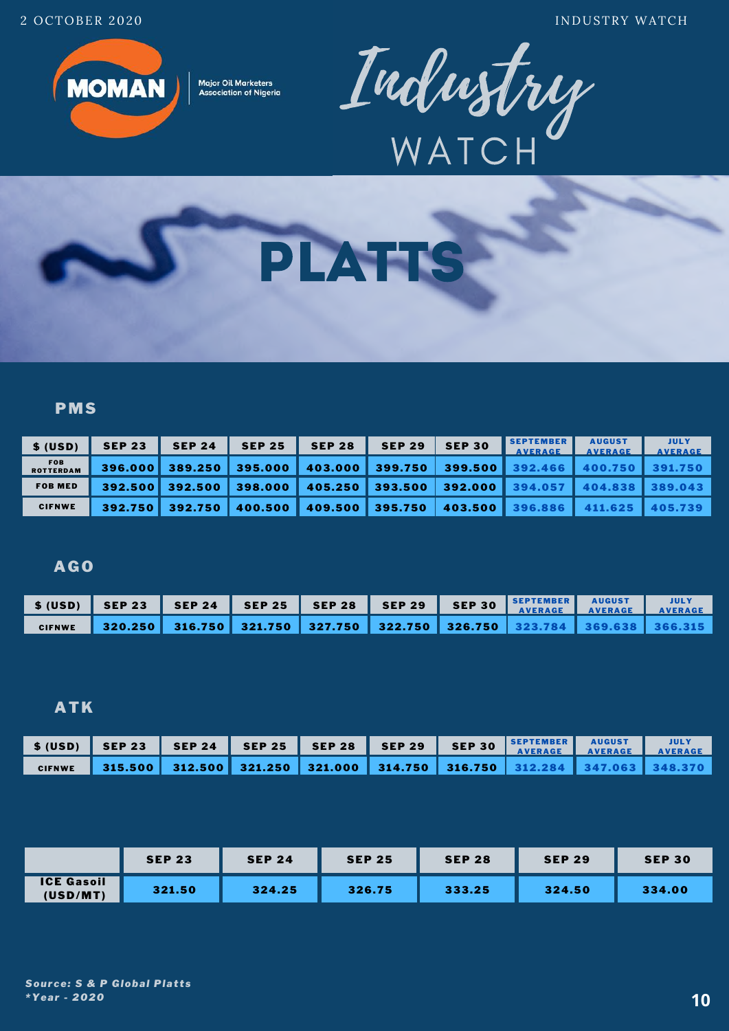# PLATTS

## PMS

| $ (USD) | SEP 23 | SEP 24 | SEP 25 | SEP 28 | SEP 29 | SEP 30 | SEPTEMBER AVERAGE | AUGUST AVERAGE | JULY AVERAGE |
|---|---|---|---|---|---|---|---|---|---|
| FOB ROTTERDAM | 396.000 | 389.250 | 395.000 | 403.000 | 399.750 | 399.500 | 392.466 | 400.750 | 391.750 |
| FOB MED | 392.500 | 392.500 | 398.000 | 405.250 | 393.500 | 392.000 | 394.057 | 404.838 | 389.043 |
| CIFNWE | 392.750 | 392.750 | 400.500 | 409.500 | 395.750 | 403.500 | 396.886 | 411.625 | 405.739 |

## AGO

| $ (USD) | SEP 23 | SEP 24 | SEP 25 | SEP 28 | SEP 29 | SEP 30 | SEPTEMBER AVERAGE | AUGUST AVERAGE | JULY AVERAGE |
|---|---|---|---|---|---|---|---|---|---|
| CIFNWE | 320.250 | 316.750 | 321.750 | 327.750 | 322.750 | 326.750 | 323.784 | 369.638 | 366.315 |

## ATK

| $ (USD) | SEP 23 | SEP 24 | SEP 25 | SEP 28 | SEP 29 | SEP 30 | SEPTEMBER AVERAGE | AUGUST AVERAGE | JULY AVERAGE |
|---|---|---|---|---|---|---|---|---|---|
| CIFNWE | 315.500 | 312.500 | 321.250 | 321.000 | 314.750 | 316.750 | 312.284 | 347.063 | 348.370 |

| | SEP 23 | SEP 24 | SEP 25 | SEP 28 | SEP 29 | SEP 30 |
|---|---|---|---|---|---|---|
| ICE Gasoil (USD/MT) | 321.50 | 324.25 | 326.75 | 333.25 | 324.50 | 334.00 |

***Source: S & P Global Platts***
***\*Year - 2020***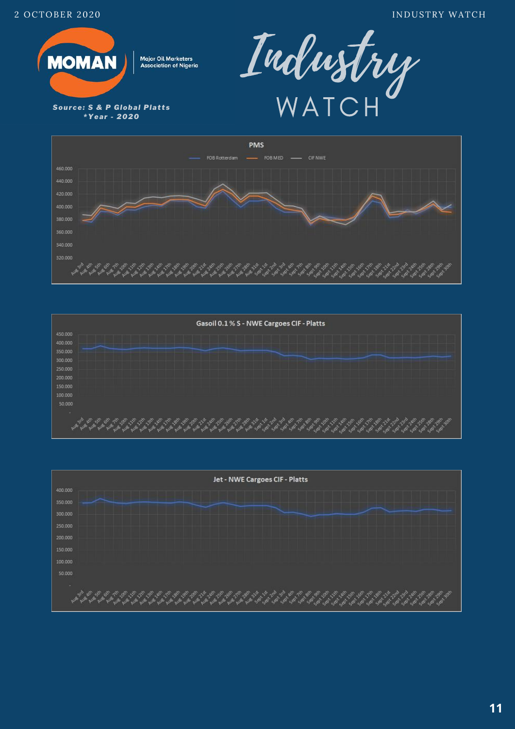MOMAN

Major Oil Marketers Association of Nigeria

# Industry WATCH

***Source: S & P Global Platts***
***\*Year - 2020***

## PMS

FOB Rotterdam — FOB MED — CIF NWE

## Gasoil 0.1 % S - NWE Cargoes CIF - Platts

## Jet - NWE Cargoes CIF - Platts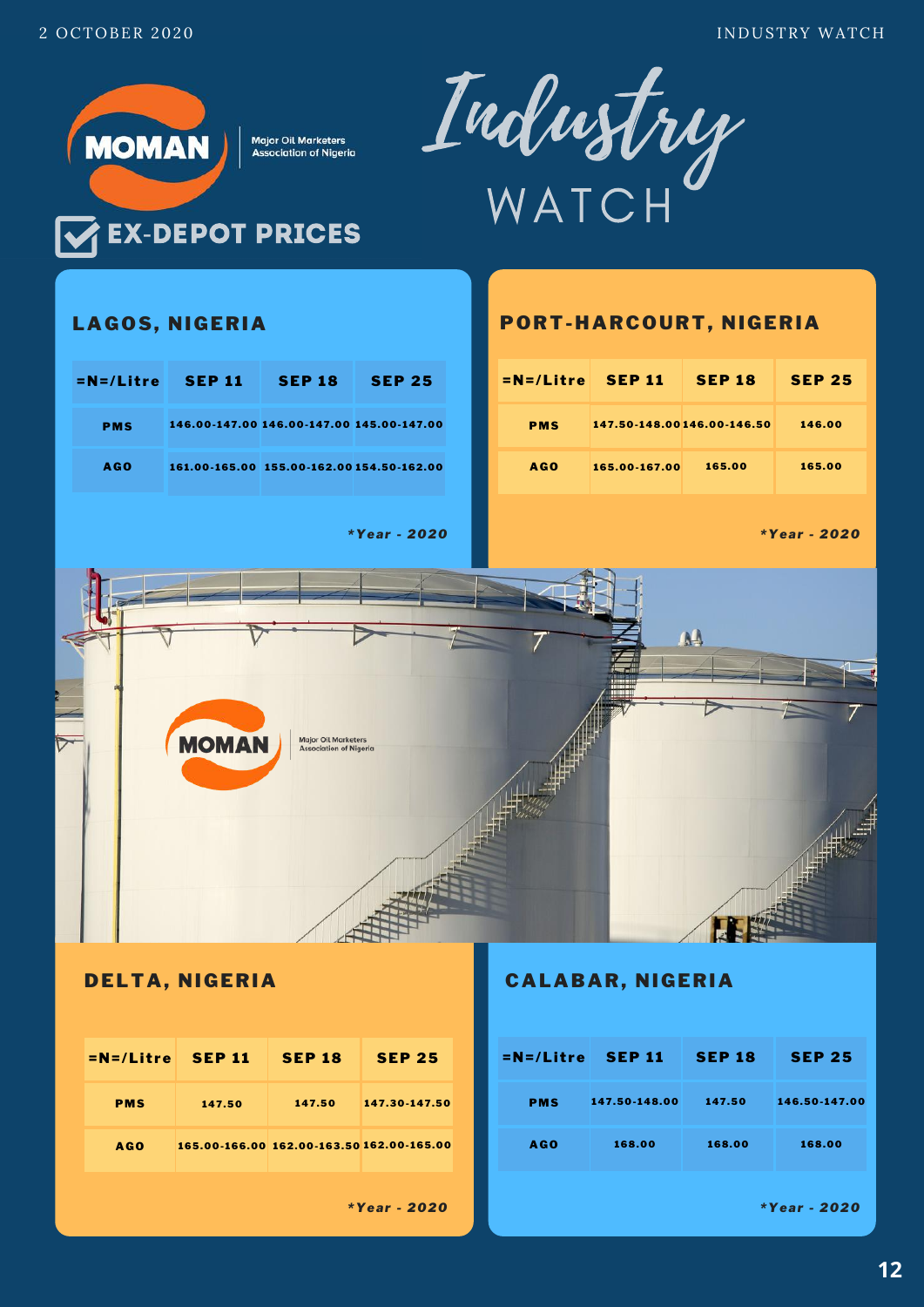# Industry WATCH

**MOMAN** Major Oil Marketers Association of Nigeria

## EX-DEPOT PRICES

### LAGOS, NIGERIA

| =N=/Litre | SEP 11 | SEP 18 | SEP 25 |
|---|---|---|---|
| PMS | 146.00-147.00 | 146.00-147.00 | 145.00-147.00 |
| AGO | 161.00-165.00 | 155.00-162.00 | 154.50-162.00 |

*Year - 2020

### PORT-HARCOURT, NIGERIA

| =N=/Litre | SEP 11 | SEP 18 | SEP 25 |
|---|---|---|---|
| PMS | 147.50-148.00 | 146.00-146.50 | 146.00 |
| AGO | 165.00-167.00 | 165.00 | 165.00 |

*Year - 2020

### DELTA, NIGERIA

| =N=/Litre | SEP 11 | SEP 18 | SEP 25 |
|---|---|---|---|
| PMS | 147.50 | 147.50 | 147.30-147.50 |
| AGO | 165.00-166.00 | 162.00-163.50 | 162.00-165.00 |

*Year - 2020

### CALABAR, NIGERIA

| =N=/Litre | SEP 11 | SEP 18 | SEP 25 |
|---|---|---|---|
| PMS | 147.50-148.00 | 147.50 | 146.50-147.00 |
| AGO | 168.00 | 168.00 | 168.00 |

*Year - 2020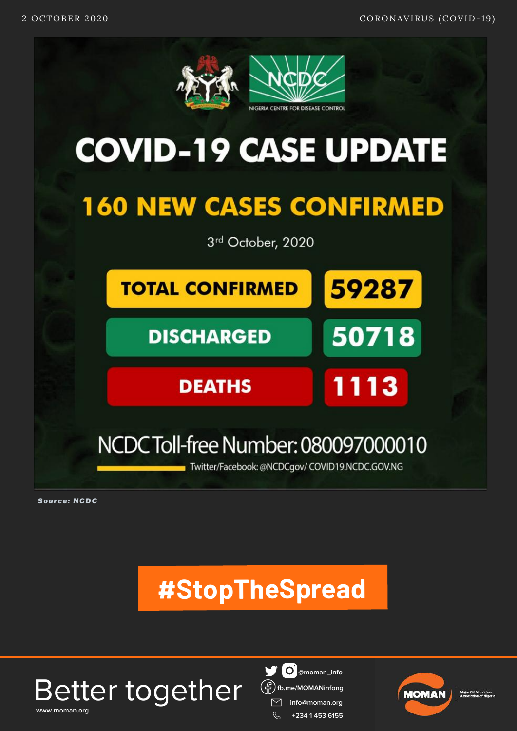# COVID-19 CASE UPDATE

## 160 NEW CASES CONFIRMED

3rd October, 2020

| | |
|---|---|
| TOTAL CONFIRMED | 59287 |
| DISCHARGED | 50718 |
| DEATHS | 1113 |

NCDC Toll-free Number: 080097000010

Twitter/Facebook: @NCDCgov/ COVID19.NCDC.GOV.NG

***Source: NCDC***

**#StopTheSpread**

Better together

www.moman.org

@moman_info

fb.me/MOMANinfong

info@moman.org

+234 1 453 6155